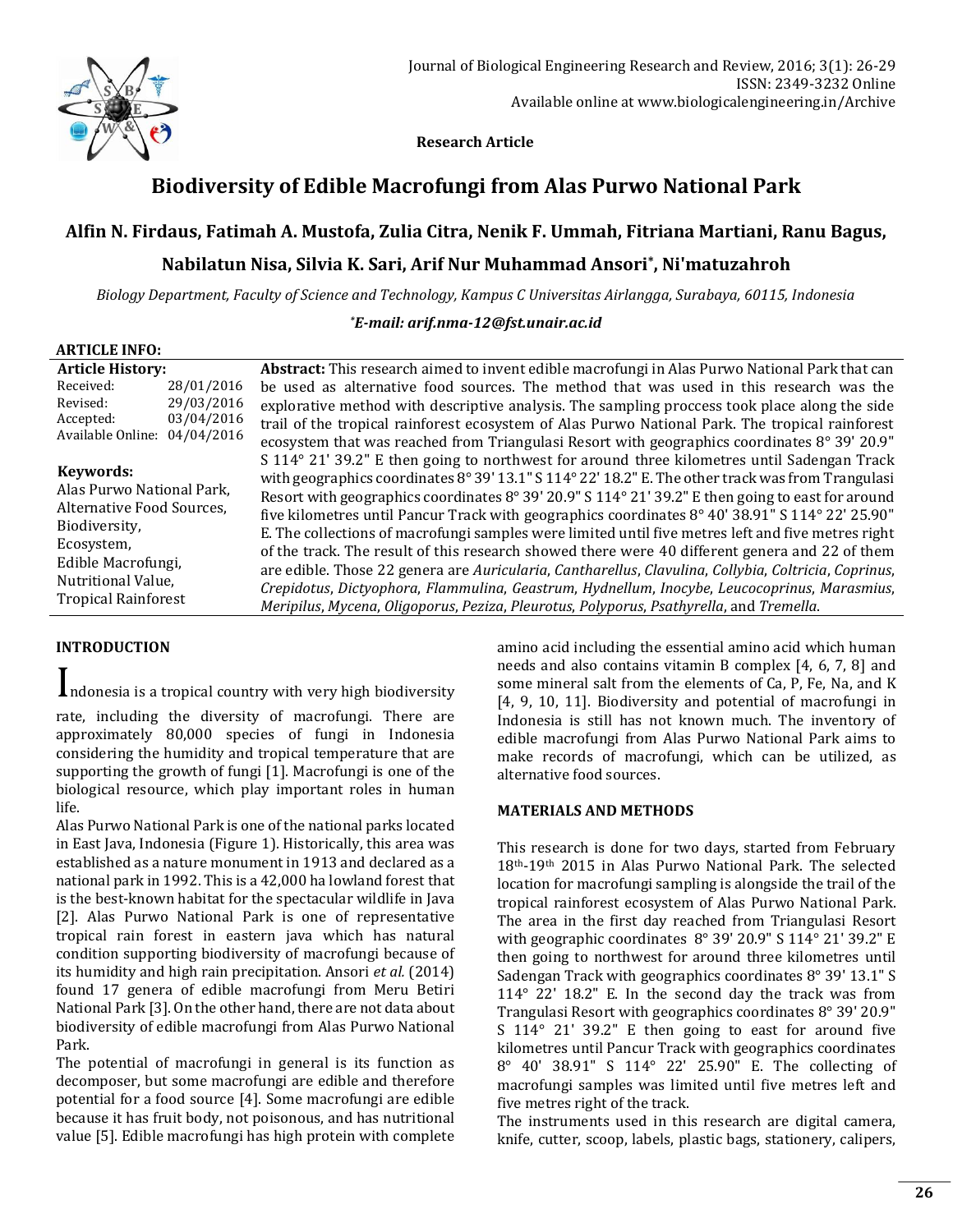Research Article

# Biodiversity of Edible Macrofungi from Alas Purwo National Park

**Alfin N. Firdaus, Fatimah A. Mustofa, Zulia Citra, Nenik F. Ummah, Fitriana Martiani, Ranu Bagus, Nabilatun Nisa, Silvia K. Sari, Arif Nur Muhammad Ansori*, Ni'matuzahroh**

*Biology Department, Faculty of Science and Technology, Kampus C Universitas Airlangga, Surabaya, 60115, Indonesia*

***E-mail: arif.nma-12@fst.unair.ac.id***

**ARTICLE INFO:**

**Article History:**
Received: 28/01/2016
Revised: 29/03/2016
Accepted: 03/04/2016
Available Online: 04/04/2016

**Keywords:**
Alas Purwo National Park,
Alternative Food Sources,
Biodiversity,
Ecosystem,
Edible Macrofungi,
Nutritional Value,
Tropical Rainforest

**Abstract:** This research aimed to invent edible macrofungi in Alas Purwo National Park that can be used as alternative food sources. The method that was used in this research was the explorative method with descriptive analysis. The sampling proccess took place along the side trail of the tropical rainforest ecosystem of Alas Purwo National Park. The tropical rainforest ecosystem that was reached from Triangulasi Resort with geographics coordinates 8° 39' 20.9" S 114° 21' 39.2" E then going to northwest for around three kilometres until Sadengan Track with geographics coordinates 8° 39' 13.1" S 114° 22' 18.2" E. The other track was from Trangulasi Resort with geographics coordinates 8° 39' 20.9" S 114° 21' 39.2" E then going to east for around five kilometres until Pancur Track with geographics coordinates 8° 40' 38.91" S 114° 22' 25.90" E. The collections of macrofungi samples were limited until five metres left and five metres right of the track. The result of this research showed there were 40 different genera and 22 of them are edible. Those 22 genera are *Auricularia*, *Cantharellus*, *Clavulina*, *Collybia*, *Coltricia*, *Coprinus*, *Crepidotus*, *Dictyophora*, *Flammulina*, *Geastrum*, *Hydnellum*, *Inocybe*, *Leucocoprinus*, *Marasmius*, *Meripilus*, *Mycena*, *Oligoporus*, *Peziza*, *Pleurotus*, *Polyporus*, *Psathyrella*, and *Tremella*.

## INTRODUCTION

Indonesia is a tropical country with very high biodiversity rate, including the diversity of macrofungi. There are approximately 80,000 species of fungi in Indonesia considering the humidity and tropical temperature that are supporting the growth of fungi [1]. Macrofungi is one of the biological resource, which play important roles in human life.

Alas Purwo National Park is one of the national parks located in East Java, Indonesia (Figure 1). Historically, this area was established as a nature monument in 1913 and declared as a national park in 1992. This is a 42,000 ha lowland forest that is the best-known habitat for the spectacular wildlife in Java [2]. Alas Purwo National Park is one of representative tropical rain forest in eastern java which has natural condition supporting biodiversity of macrofungi because of its humidity and high rain precipitation. Ansori *et al.* (2014) found 17 genera of edible macrofungi from Meru Betiri National Park [3]. On the other hand, there are not data about biodiversity of edible macrofungi from Alas Purwo National Park.

The potential of macrofungi in general is its function as decomposer, but some macrofungi are edible and therefore potential for a food source [4]. Some macrofungi are edible because it has fruit body, not poisonous, and has nutritional value [5]. Edible macrofungi has high protein with complete amino acid including the essential amino acid which human needs and also contains vitamin B complex [4, 6, 7, 8] and some mineral salt from the elements of Ca, P, Fe, Na, and K [4, 9, 10, 11]. Biodiversity and potential of macrofungi in Indonesia is still has not known much. The inventory of edible macrofungi from Alas Purwo National Park aims to make records of macrofungi, which can be utilized, as alternative food sources.

## MATERIALS AND METHODS

This research is done for two days, started from February 18th-19th 2015 in Alas Purwo National Park. The selected location for macrofungi sampling is alongside the trail of the tropical rainforest ecosystem of Alas Purwo National Park. The area in the first day reached from Triangulasi Resort with geographic coordinates 8° 39' 20.9" S 114° 21' 39.2" E then going to northwest for around three kilometres until Sadengan Track with geographics coordinates 8° 39' 13.1" S 114° 22' 18.2" E. In the second day the track was from Trangulasi Resort with geographics coordinates 8° 39' 20.9" S 114° 21' 39.2" E then going to east for around five kilometres until Pancur Track with geographics coordinates 8° 40' 38.91" S 114° 22' 25.90" E. The collecting of macrofungi samples was limited until five metres left and five metres right of the track.

The instruments used in this research are digital camera, knife, cutter, scoop, labels, plastic bags, stationery, calipers,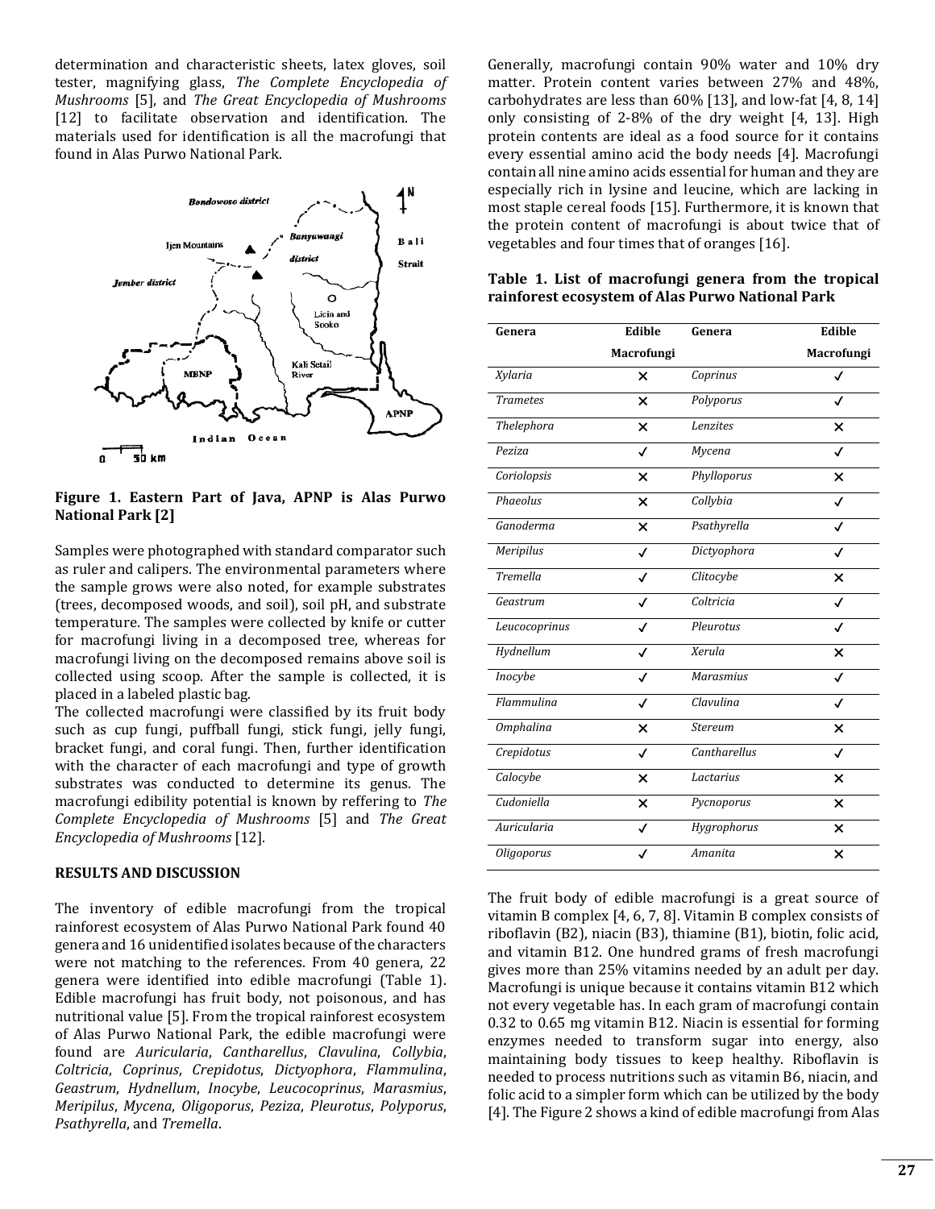determination and characteristic sheets, latex gloves, soil tester, magnifying glass, *The Complete Encyclopedia of Mushrooms* [5], and *The Great Encyclopedia of Mushrooms* [12] to facilitate observation and identification. The materials used for identification is all the macrofungi that found in Alas Purwo National Park.

**Figure 1. Eastern Part of Java, APNP is Alas Purwo National Park [2]**

Samples were photographed with standard comparator such as ruler and calipers. The environmental parameters where the sample grows were also noted, for example substrates (trees, decomposed woods, and soil), soil pH, and substrate temperature. The samples were collected by knife or cutter for macrofungi living in a decomposed tree, whereas for macrofungi living on the decomposed remains above soil is collected using scoop. After the sample is collected, it is placed in a labeled plastic bag.

The collected macrofungi were classified by its fruit body such as cup fungi, puffball fungi, stick fungi, jelly fungi, bracket fungi, and coral fungi. Then, further identification with the character of each macrofungi and type of growth substrates was conducted to determine its genus. The macrofungi edibility potential is known by reffering to *The Complete Encyclopedia of Mushrooms* [5] and *The Great Encyclopedia of Mushrooms* [12].

## RESULTS AND DISCUSSION

The inventory of edible macrofungi from the tropical rainforest ecosystem of Alas Purwo National Park found 40 genera and 16 unidentified isolates because of the characters were not matching to the references. From 40 genera, 22 genera were identified into edible macrofungi (Table 1). Edible macrofungi has fruit body, not poisonous, and has nutritional value [5]. From the tropical rainforest ecosystem of Alas Purwo National Park, the edible macrofungi were found are *Auricularia*, *Cantharellus*, *Clavulina*, *Collybia*, *Coltricia*, *Coprinus*, *Crepidotus*, *Dictyophora*, *Flammulina*, *Geastrum*, *Hydnellum*, *Inocybe*, *Leucocoprinus*, *Marasmius*, *Meripilus*, *Mycena*, *Oligoporus*, *Peziza*, *Pleurotus*, *Polyporus*, *Psathyrella*, and *Tremella*.

Generally, macrofungi contain 90% water and 10% dry matter. Protein content varies between 27% and 48%, carbohydrates are less than 60% [13], and low-fat [4, 8, 14] only consisting of 2-8% of the dry weight [4, 13]. High protein contents are ideal as a food source for it contains every essential amino acid the body needs [4]. Macrofungi contain all nine amino acids essential for human and they are especially rich in lysine and leucine, which are lacking in most staple cereal foods [15]. Furthermore, it is known that the protein content of macrofungi is about twice that of vegetables and four times that of oranges [16].

**Table 1. List of macrofungi genera from the tropical rainforest ecosystem of Alas Purwo National Park**

| Genera | Edible Macrofungi | Genera | Edible Macrofungi |
|---|---|---|---|
| *Xylaria* | ✕ | *Coprinus* | ✓ |
| *Trametes* | ✕ | *Polyporus* | ✓ |
| *Thelephora* | ✕ | *Lenzites* | ✕ |
| *Peziza* | ✓ | *Mycena* | ✓ |
| *Coriolopsis* | ✕ | *Phylloporus* | ✕ |
| *Phaeolus* | ✕ | *Collybia* | ✓ |
| *Ganoderma* | ✕ | *Psathyrella* | ✓ |
| *Meripilus* | ✓ | *Dictyophora* | ✓ |
| *Tremella* | ✓ | *Clitocybe* | ✕ |
| *Geastrum* | ✓ | *Coltricia* | ✓ |
| *Leucocoprinus* | ✓ | *Pleurotus* | ✓ |
| *Hydnellum* | ✓ | *Xerula* | ✕ |
| *Inocybe* | ✓ | *Marasmius* | ✓ |
| *Flammulina* | ✓ | *Clavulina* | ✓ |
| *Omphalina* | ✕ | *Stereum* | ✕ |
| *Crepidotus* | ✓ | *Cantharellus* | ✓ |
| *Calocybe* | ✕ | *Lactarius* | ✕ |
| *Cudoniella* | ✕ | *Pycnoporus* | ✕ |
| *Auricularia* | ✓ | *Hygrophorus* | ✕ |
| *Oligoporus* | ✓ | *Amanita* | ✕ |

The fruit body of edible macrofungi is a great source of vitamin B complex [4, 6, 7, 8]. Vitamin B complex consists of riboflavin (B2), niacin (B3), thiamine (B1), biotin, folic acid, and vitamin B12. One hundred grams of fresh macrofungi gives more than 25% vitamins needed by an adult per day. Macrofungi is unique because it contains vitamin B12 which not every vegetable has. In each gram of macrofungi contain 0.32 to 0.65 mg vitamin B12. Niacin is essential for forming enzymes needed to transform sugar into energy, also maintaining body tissues to keep healthy. Riboflavin is needed to process nutritions such as vitamin B6, niacin, and folic acid to a simpler form which can be utilized by the body [4]. The Figure 2 shows a kind of edible macrofungi from Alas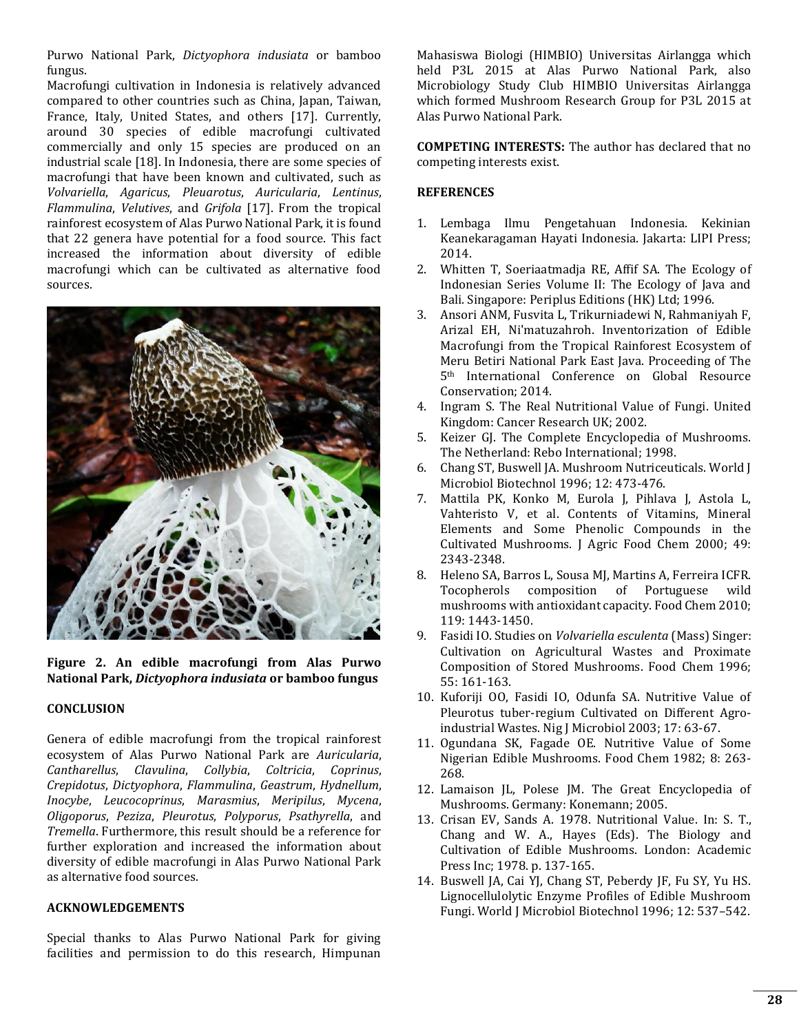Purwo National Park, *Dictyophora indusiata* or bamboo fungus.

Macrofungi cultivation in Indonesia is relatively advanced compared to other countries such as China, Japan, Taiwan, France, Italy, United States, and others [17]. Currently, around 30 species of edible macrofungi cultivated commercially and only 15 species are produced on an industrial scale [18]. In Indonesia, there are some species of macrofungi that have been known and cultivated, such as *Volvariella*, *Agaricus*, *Pleuarotus*, *Auricularia*, *Lentinus*, *Flammulina*, *Velutives*, and *Grifola* [17]. From the tropical rainforest ecosystem of Alas Purwo National Park, it is found that 22 genera have potential for a food source. This fact increased the information about diversity of edible macrofungi which can be cultivated as alternative food sources.

**Figure 2. An edible macrofungi from Alas Purwo National Park, *Dictyophora indusiata* or bamboo fungus**

## CONCLUSION

Genera of edible macrofungi from the tropical rainforest ecosystem of Alas Purwo National Park are *Auricularia*, *Cantharellus*, *Clavulina*, *Collybia*, *Coltricia*, *Coprinus*, *Crepidotus*, *Dictyophora*, *Flammulina*, *Geastrum*, *Hydnellum*, *Inocybe*, *Leucocoprinus*, *Marasmius*, *Meripilus*, *Mycena*, *Oligoporus*, *Peziza*, *Pleurotus*, *Polyporus*, *Psathyrella*, and *Tremella*. Furthermore, this result should be a reference for further exploration and increased the information about diversity of edible macrofungi in Alas Purwo National Park as alternative food sources.

## ACKNOWLEDGEMENTS

Special thanks to Alas Purwo National Park for giving facilities and permission to do this research, Himpunan Mahasiswa Biologi (HIMBIO) Universitas Airlangga which held P3L 2015 at Alas Purwo National Park, also Microbiology Study Club HIMBIO Universitas Airlangga which formed Mushroom Research Group for P3L 2015 at Alas Purwo National Park.

**COMPETING INTERESTS:** The author has declared that no competing interests exist.

## REFERENCES

1. Lembaga Ilmu Pengetahuan Indonesia. Kekinian Keanekaragaman Hayati Indonesia. Jakarta: LIPI Press; 2014.
2. Whitten T, Soeriaatmadja RE, Affif SA. The Ecology of Indonesian Series Volume II: The Ecology of Java and Bali. Singapore: Periplus Editions (HK) Ltd; 1996.
3. Ansori ANM, Fusvita L, Trikurniadewi N, Rahmaniyah F, Arizal EH, Ni'matuzahroh. Inventorization of Edible Macrofungi from the Tropical Rainforest Ecosystem of Meru Betiri National Park East Java. Proceeding of The 5th International Conference on Global Resource Conservation; 2014.
4. Ingram S. The Real Nutritional Value of Fungi. United Kingdom: Cancer Research UK; 2002.
5. Keizer GJ. The Complete Encyclopedia of Mushrooms. The Netherland: Rebo International; 1998.
6. Chang ST, Buswell JA. Mushroom Nutriceuticals. World J Microbiol Biotechnol 1996; 12: 473-476.
7. Mattila PK, Konko M, Eurola J, Pihlava J, Astola L, Vahteristo V, et al. Contents of Vitamins, Mineral Elements and Some Phenolic Compounds in the Cultivated Mushrooms. J Agric Food Chem 2000; 49: 2343-2348.
8. Heleno SA, Barros L, Sousa MJ, Martins A, Ferreira ICFR. Tocopherols composition of Portuguese wild mushrooms with antioxidant capacity. Food Chem 2010; 119: 1443-1450.
9. Fasidi IO. Studies on *Volvariella esculenta* (Mass) Singer: Cultivation on Agricultural Wastes and Proximate Composition of Stored Mushrooms. Food Chem 1996; 55: 161-163.
10. Kuforiji OO, Fasidi IO, Odunfa SA. Nutritive Value of Pleurotus tuber-regium Cultivated on Different Agro-industrial Wastes. Nig J Microbiol 2003; 17: 63-67.
11. Ogundana SK, Fagade OE. Nutritive Value of Some Nigerian Edible Mushrooms. Food Chem 1982; 8: 263-268.
12. Lamaison JL, Polese JM. The Great Encyclopedia of Mushrooms. Germany: Konemann; 2005.
13. Crisan EV, Sands A. 1978. Nutritional Value. In: S. T., Chang and W. A., Hayes (Eds). The Biology and Cultivation of Edible Mushrooms. London: Academic Press Inc; 1978. p. 137-165.
14. Buswell JA, Cai YJ, Chang ST, Peberdy JF, Fu SY, Yu HS. Lignocellulolytic Enzyme Profiles of Edible Mushroom Fungi. World J Microbiol Biotechnol 1996; 12: 537–542.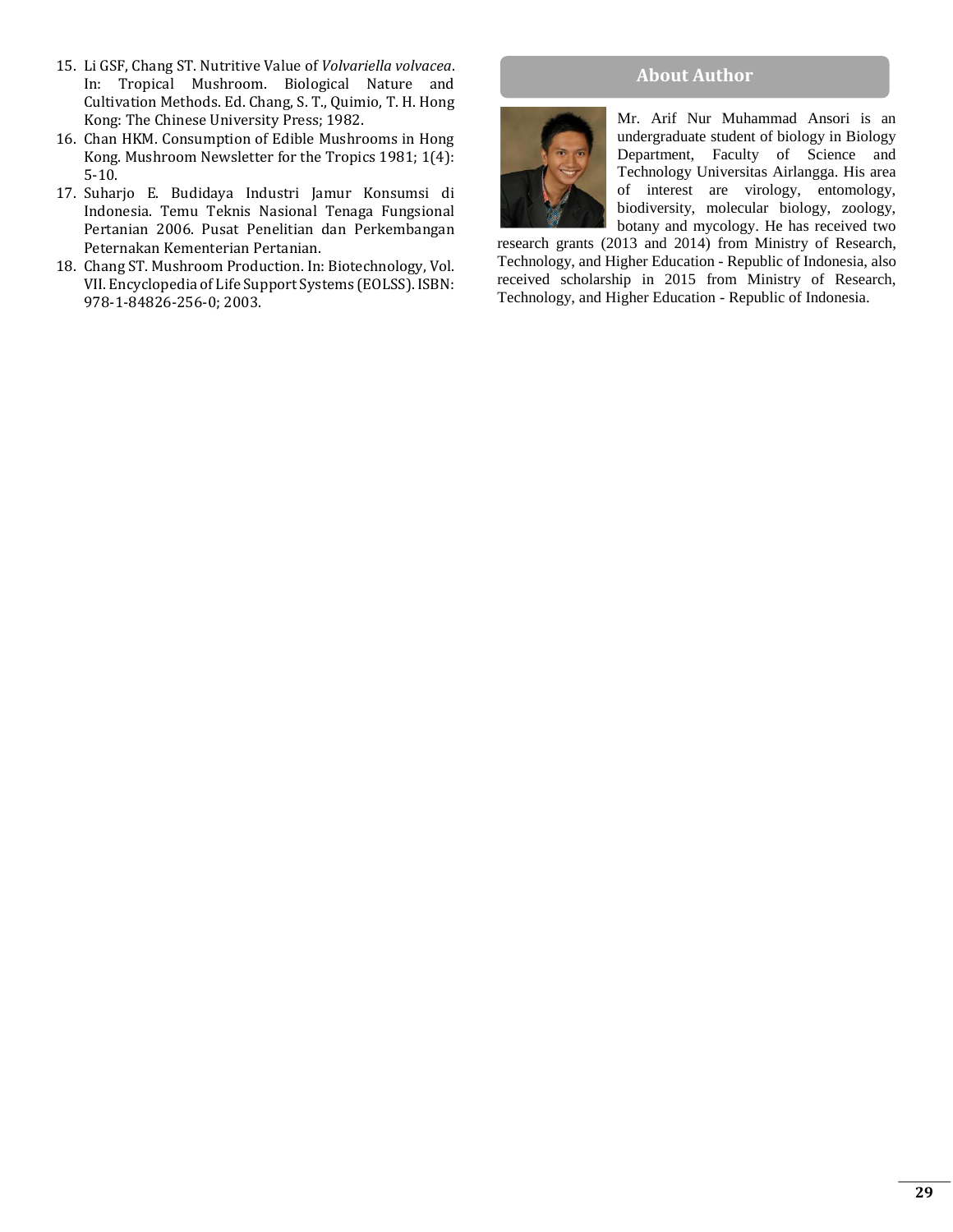15. Li GSF, Chang ST. Nutritive Value of *Volvariella volvacea*. In: Tropical Mushroom. Biological Nature and Cultivation Methods. Ed. Chang, S. T., Quimio, T. H. Hong Kong: The Chinese University Press; 1982.
16. Chan HKM. Consumption of Edible Mushrooms in Hong Kong. Mushroom Newsletter for the Tropics 1981; 1(4): 5-10.
17. Suharjo E. Budidaya Industri Jamur Konsumsi di Indonesia. Temu Teknis Nasional Tenaga Fungsional Pertanian 2006. Pusat Penelitian dan Perkembangan Peternakan Kementerian Pertanian.
18. Chang ST. Mushroom Production. In: Biotechnology, Vol. VII. Encyclopedia of Life Support Systems (EOLSS). ISBN: 978-1-84826-256-0; 2003.

## About Author

Mr. Arif Nur Muhammad Ansori is an undergraduate student of biology in Biology Department, Faculty of Science and Technology Universitas Airlangga. His area of interest are virology, entomology, biodiversity, molecular biology, zoology, botany and mycology. He has received two research grants (2013 and 2014) from Ministry of Research, Technology, and Higher Education - Republic of Indonesia, also received scholarship in 2015 from Ministry of Research, Technology, and Higher Education - Republic of Indonesia.